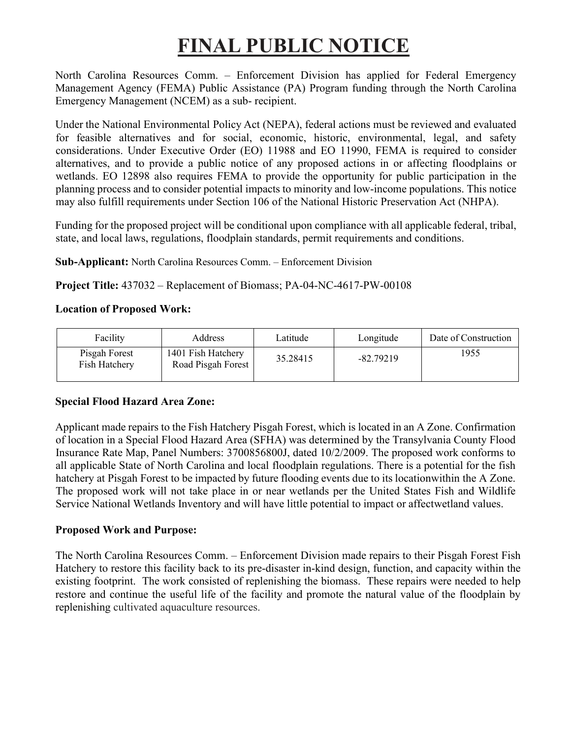# FINAL PUBLIC NOTICE

North Carolina Resources Comm. – Enforcement Division has applied for Federal Emergency Management Agency (FEMA) Public Assistance (PA) Program funding through the North Carolina Emergency Management (NCEM) as a sub- recipient.

Under the National Environmental Policy Act (NEPA), federal actions must be reviewed and evaluated for feasible alternatives and for social, economic, historic, environmental, legal, and safety considerations. Under Executive Order (EO) 11988 and EO 11990, FEMA is required to consider alternatives, and to provide a public notice of any proposed actions in or affecting floodplains or wetlands. EO 12898 also requires FEMA to provide the opportunity for public participation in the planning process and to consider potential impacts to minority and low-income populations. This notice may also fulfill requirements under Section 106 of the National Historic Preservation Act (NHPA).

Funding for the proposed project will be conditional upon compliance with all applicable federal, tribal, state, and local laws, regulations, floodplain standards, permit requirements and conditions.

**Sub-Applicant:** North Carolina Resources Comm. – Enforcement Division

**Project Title:** 437032 – Replacement of Biomass; PA-04-NC-4617-PW-00108

**Location of Proposed Work:**

| Facility | Address | Latitude | Longitude | Date of Construction |
|---|---|---|---|---|
| Pisgah Forest Fish Hatchery | 1401 Fish Hatchery Road Pisgah Forest | 35.28415 | -82.79219 | 1955 |

**Special Flood Hazard Area Zone:**

Applicant made repairs to the Fish Hatchery Pisgah Forest, which is located in an A Zone. Confirmation of location in a Special Flood Hazard Area (SFHA) was determined by the Transylvania County Flood Insurance Rate Map, Panel Numbers: 3700856800J, dated 10/2/2009. The proposed work conforms to all applicable State of North Carolina and local floodplain regulations. There is a potential for the fish hatchery at Pisgah Forest to be impacted by future flooding events due to its locationwithin the A Zone. The proposed work will not take place in or near wetlands per the United States Fish and Wildlife Service National Wetlands Inventory and will have little potential to impact or affectwetland values.

**Proposed Work and Purpose:**

The North Carolina Resources Comm. – Enforcement Division made repairs to their Pisgah Forest Fish Hatchery to restore this facility back to its pre-disaster in-kind design, function, and capacity within the existing footprint. The work consisted of replenishing the biomass. These repairs were needed to help restore and continue the useful life of the facility and promote the natural value of the floodplain by replenishing cultivated aquaculture resources.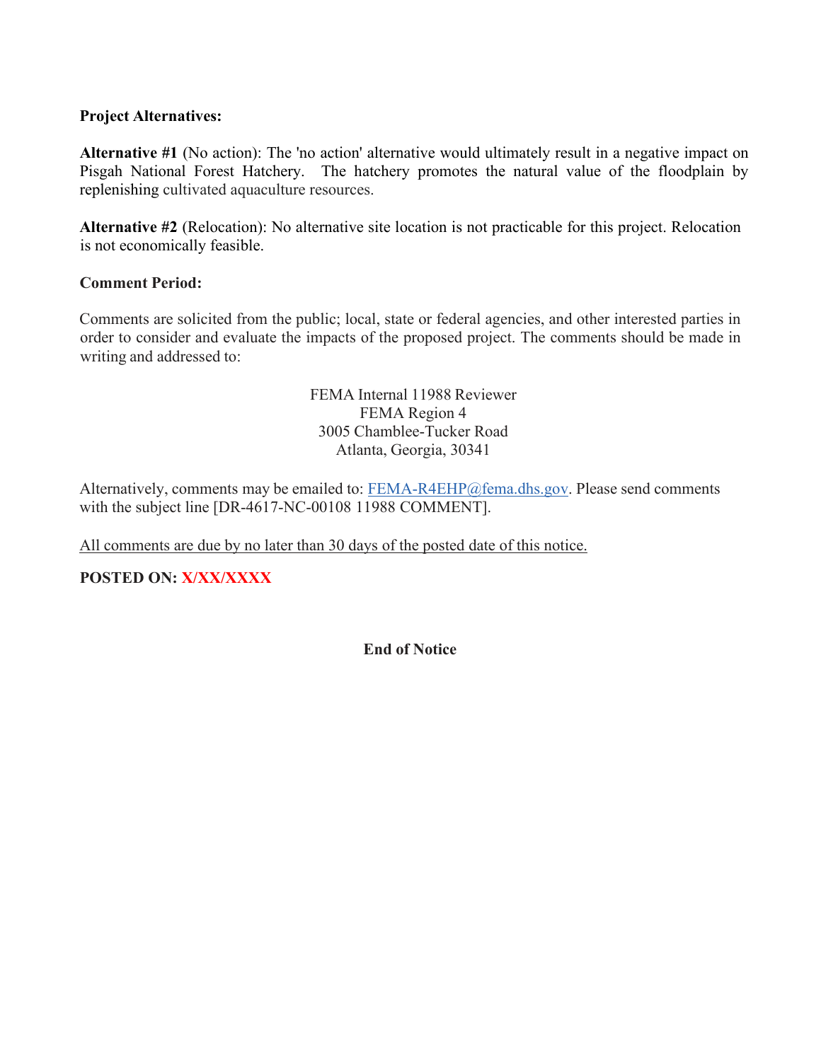**Project Alternatives:**

**Alternative #1** (No action): The 'no action' alternative would ultimately result in a negative impact on Pisgah National Forest Hatchery. The hatchery promotes the natural value of the floodplain by replenishing cultivated aquaculture resources.

**Alternative #2** (Relocation): No alternative site location is not practicable for this project. Relocation is not economically feasible.

**Comment Period:**

Comments are solicited from the public; local, state or federal agencies, and other interested parties in order to consider and evaluate the impacts of the proposed project. The comments should be made in writing and addressed to:

FEMA Internal 11988 Reviewer
FEMA Region 4
3005 Chamblee-Tucker Road
Atlanta, Georgia, 30341

Alternatively, comments may be emailed to: FEMA-R4EHP@fema.dhs.gov. Please send comments with the subject line [DR-4617-NC-00108 11988 COMMENT].

All comments are due by no later than 30 days of the posted date of this notice.

**POSTED ON: X/XX/XXXX**

**End of Notice**